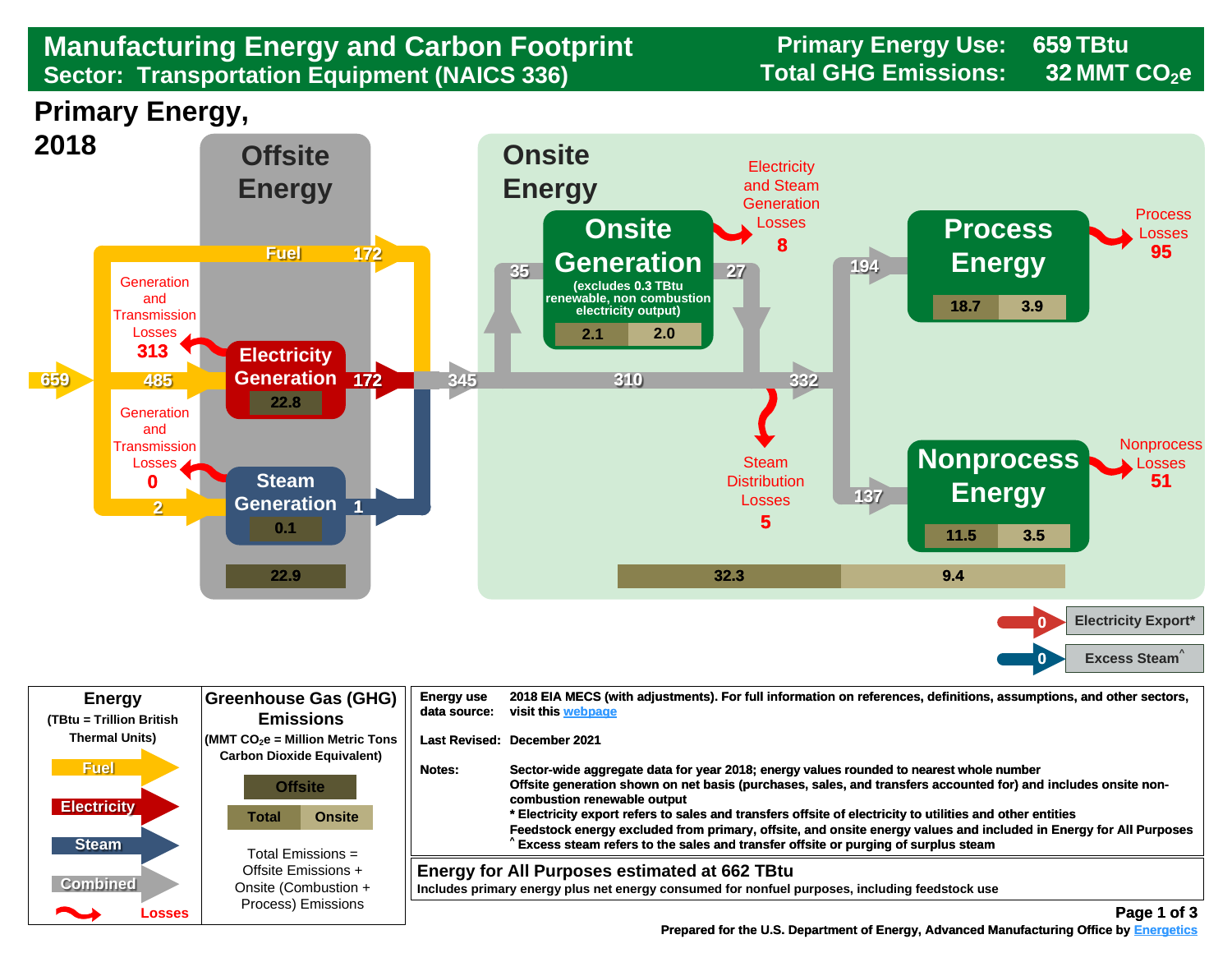# Manufacturing Energy and Carbon Footprint

## Sector: Transportation Equipment (NAICS 336)

**Primary Energy Use:** 659 TBtu
**Total GHG Emissions:** 32 MMT $CO_2e$

## Primary Energy, 2018

### Offsite Energy

- Primary energy input: 659
- Fuel: 172
- 485 → Electricity Generation (22.8) → 172
  - Generation and Transmission Losses: 313
- 2 → Steam Generation (0.1) → 1
  - Generation and Transmission Losses: 0
- Offsite emissions: 22.9

### Onsite Energy

- Combined: 345
- 35 → Onsite Generation (excludes 0.3 TBtu renewable, non combustion electricity output) — 2.1 | 2.0 → 27
  - Electricity and Steam Generation Losses: 8
- 310
- 332
  - Steam Distribution Losses: 5
- 194 → Process Energy — 18.7 | 3.9
  - Process Losses: 95
- 137 → Nonprocess Energy — 11.5 | 3.5
  - Nonprocess Losses: 51
- Onsite emissions: 32.3 | 9.4

- Electricity Export*: 0
- Excess Steam^: 0

### Legend

**Energy** (TBtu = Trillion British Thermal Units)

- Fuel
- Electricity
- Steam
- Combined
- Losses

**Greenhouse Gas (GHG) Emissions** (MMT $CO_2e$ = Million Metric Tons Carbon Dioxide Equivalent)

- Offsite
- Total | Onsite

Total Emissions = Offsite Emissions + Onsite (Combustion + Process) Emissions

| | |
|---|---|
| **Energy use data source:** | 2018 EIA MECS (with adjustments). For full information on references, definitions, assumptions, and other sectors, visit this webpage |
| **Last Revised:** | December 2021 |
| **Notes:** | Sector-wide aggregate data for year 2018; energy values rounded to nearest whole number<br>Offsite generation shown on net basis (purchases, sales, and transfers accounted for) and includes onsite non-combustion renewable output<br>* Electricity export refers to sales and transfers offsite of electricity to utilities and other entities<br>Feedstock energy excluded from primary, offsite, and onsite energy values and included in Energy for All Purposes<br>^ Excess steam refers to the sales and transfer offsite or purging of surplus steam |

**Energy for All Purposes estimated at 662 TBtu**
Includes primary energy plus net energy consumed for nonfuel purposes, including feedstock use

Prepared for the U.S. Department of Energy, Advanced Manufacturing Office by Energetics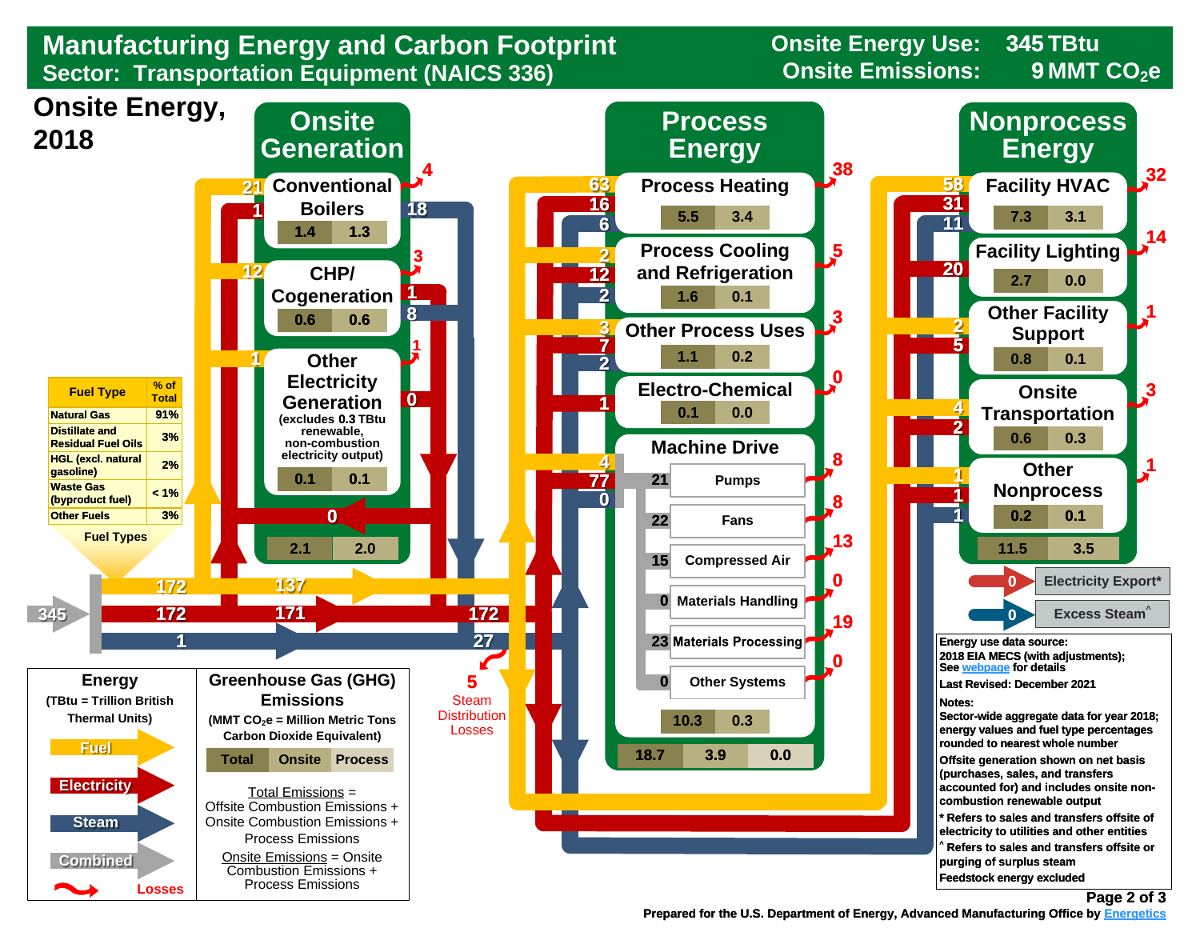# Manufacturing Energy and Carbon Footprint

**Sector: Transportation Equipment (NAICS 336)**

**Onsite Energy Use: 345 TBtu**

**Onsite Emissions: 9 MMT $CO_2e$**

## Onsite Energy, 2018

### Onsite Generation

| Component | Fuel | Electricity | Steam | Losses | Emissions (Total) | Emissions (Onsite) |
|---|---|---|---|---|---|---|
| Conventional Boilers | 21 | 1 | 18 | 4 | 1.4 | 1.3 |
| CHP/ Cogeneration | 12 | 1 | 8 | 3 | 0.6 | 0.6 |
| Other Electricity Generation (excludes 0.3 TBtu renewable, non-combustion electricity output) | 1 | 0 | | 1 | 0.1 | 0.1 |
| Onsite Generation total | | 0 | | | 2.1 | 2.0 |

### Process Energy

| End Use | Fuel | Electricity | Steam | Losses | Emissions (Total) | Emissions (Onsite) |
|---|---|---|---|---|---|---|
| Process Heating | 63 | 16 | 6 | 38 | 5.5 | 3.4 |
| Process Cooling and Refrigeration | 2 | 12 | 2 | 5 | 1.6 | 0.1 |
| Other Process Uses | 3 | 7 | 2 | 3 | 1.1 | 0.2 |
| Electro-Chemical | | 1 | | 0 | 0.1 | 0.0 |
| Machine Drive | 4 | 77 | 0 | | 10.3 | 0.3 |

Machine Drive breakdown:

| System | Energy | Losses |
|---|---|---|
| Pumps | 21 | 8 |
| Fans | 22 | 8 |
| Compressed Air | 15 | 13 |
| Materials Handling | 0 | 0 |
| Materials Processing | 23 | 19 |
| Other Systems | 0 | 0 |

Process Energy emissions: Total 18.7 | Onsite 3.9 | Process 0.0

### Nonprocess Energy

| End Use | Fuel | Electricity | Steam | Losses | Emissions (Total) | Emissions (Onsite) |
|---|---|---|---|---|---|---|
| Facility HVAC | 58 | 31 | 11 | 32 | 7.3 | 3.1 |
| Facility Lighting | | 20 | | 14 | 2.7 | 0.0 |
| Other Facility Support | 2 | 5 | | 1 | 0.8 | 0.1 |
| Onsite Transportation | 4 | 2 | | 3 | 0.6 | 0.3 |
| Other Nonprocess | 1 | 1 | 1 | 1 | 0.2 | 0.1 |

Nonprocess Energy emissions: Total 11.5 | Onsite 3.5

### Energy Flows

- Total: 345 (Combined)
- Fuel: 172 → 137 → 172
- Electricity: 172 → 171 → 172
- Steam: 1 → 27
- 5 Steam Distribution Losses
- Electricity Export*: 0
- Excess Steam^: 0

### Fuel Types

| Fuel Type | % of Total |
|---|---|
| Natural Gas | 91% |
| Distillate and Residual Fuel Oils | 3% |
| HGL (excl. natural gasoline) | 2% |
| Waste Gas (byproduct fuel) | < 1% |
| Other Fuels | 3% |

### Legend

**Energy** (TBtu = Trillion British Thermal Units): Fuel, Electricity, Steam, Combined, Losses

**Greenhouse Gas (GHG) Emissions** (MMT $CO_2e$ = Million Metric Tons Carbon Dioxide Equivalent): Total | Onsite | Process

Total Emissions = Offsite Combustion Emissions + Onsite Combustion Emissions + Process Emissions

Onsite Emissions = Onsite Combustion Emissions + Process Emissions

**Energy use data source:** 2018 EIA MECS (with adjustments); See webpage for details

**Last Revised:** December 2021

**Notes:**

Sector-wide aggregate data for year 2018; energy values and fuel type percentages rounded to nearest whole number

Offsite generation shown on net basis (purchases, sales, and transfers accounted for) and includes onsite non-combustion renewable output

* Refers to sales and transfers offsite of electricity to utilities and other entities

^ Refers to sales and transfers offsite or purging of surplus steam

Feedstock energy excluded

Prepared for the U.S. Department of Energy, Advanced Manufacturing Office by Energetics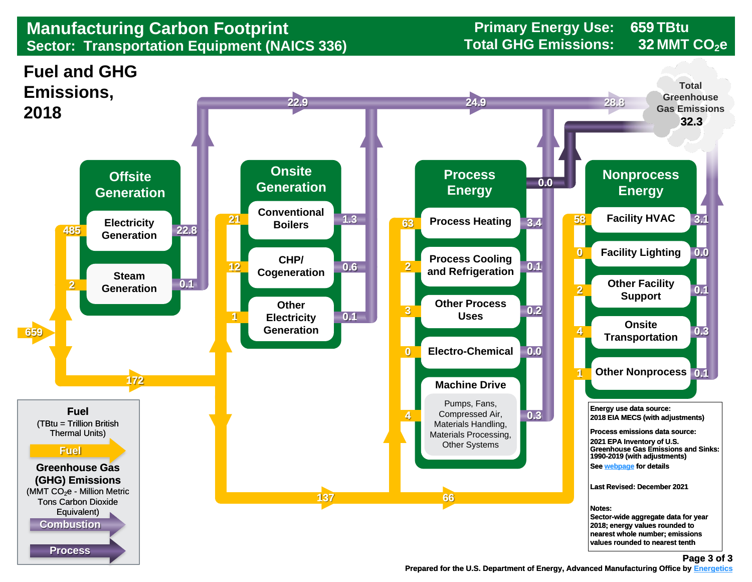# Manufacturing Carbon Footprint

**Sector: Transportation Equipment (NAICS 336)**

**Primary Energy Use: 659 TBtu**

**Total GHG Emissions: 32 MMT $CO_2e$**

## Fuel and GHG Emissions, 2018

659

485

2

172

21

12

1

137

63

2

3

0

4

66

58

0

2

4

1

### Offsite Generation

Electricity Generation 22.8

Steam Generation 0.1

### Onsite Generation

Conventional Boilers 1.3

CHP/ Cogeneration 0.6

Other Electricity Generation 0.1

### Process Energy

0.0

Process Heating 3.4

Process Cooling and Refrigeration 0.1

Other Process Uses 0.2

Electro-Chemical 0.0

Machine Drive 0.3

Pumps, Fans, Compressed Air, Materials Handling, Materials Processing, Other Systems

### Nonprocess Energy

Facility HVAC 3.1

Facility Lighting 0.0

Other Facility Support 0.1

Onsite Transportation 0.3

Other Nonprocess 0.1

22.9

24.9

28.8

Total Greenhouse Gas Emissions 32.3

**Fuel**
(TBtu = Trillion British Thermal Units)

Fuel

**Greenhouse Gas (GHG) Emissions**
(MMT $CO_2e$ - Million Metric Tons Carbon Dioxide Equivalent)

Combustion

Process

**Energy use data source:** 2018 EIA MECS (with adjustments)

**Process emissions data source:** 2021 EPA Inventory of U.S. Greenhouse Gas Emissions and Sinks: 1990-2019 (with adjustments)

See webpage for details

Last Revised: December 2021

**Notes:**
Sector-wide aggregate data for year 2018; energy values rounded to nearest whole number; emissions values rounded to nearest tenth

Prepared for the U.S. Department of Energy, Advanced Manufacturing Office by Energetics